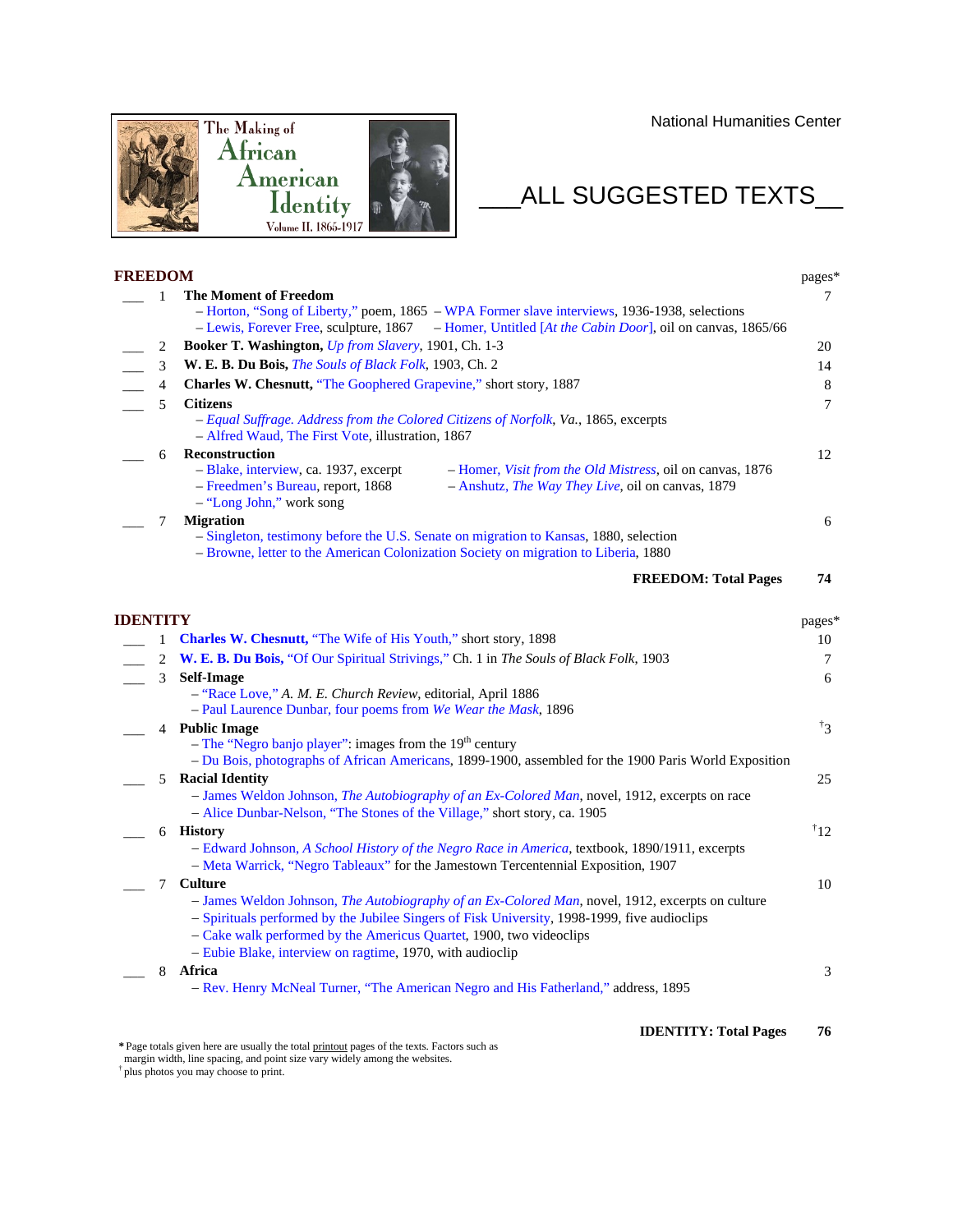The Making of African American Identity
Volume II, 1865-1917

National Humanities Center

# \_\_\_ALL SUGGESTED TEXTS\_\_

## FREEDOM

| | # | Text | pages* |
|---|---|---|---|
| \_\_\_ | 1 | **The Moment of Freedom**<br>– Horton, "Song of Liberty," poem, 1865 – WPA Former slave interviews, 1936-1938, selections<br>– Lewis, Forever Free, sculpture, 1867 – Homer, Untitled [*At the Cabin Door*], oil on canvas, 1865/66 | 7 |
| \_\_\_ | 2 | **Booker T. Washington,** *Up from Slavery*, 1901, Ch. 1-3 | 20 |
| \_\_\_ | 3 | **W. E. B. Du Bois,** *The Souls of Black Folk*, 1903, Ch. 2 | 14 |
| \_\_\_ | 4 | **Charles W. Chesnutt,** "The Goophered Grapevine," short story, 1887 | 8 |
| \_\_\_ | 5 | **Citizens**<br>– *Equal Suffrage. Address from the Colored Citizens of Norfolk, Va.*, 1865, excerpts<br>– Alfred Waud, The First Vote, illustration, 1867 | 7 |
| \_\_\_ | 6 | **Reconstruction**<br>– Blake, interview, ca. 1937, excerpt – Homer, *Visit from the Old Mistress*, oil on canvas, 1876<br>– Freedmen's Bureau, report, 1868 – Anshutz, *The Way They Live*, oil on canvas, 1879<br>– "Long John," work song | 12 |
| \_\_\_ | 7 | **Migration**<br>– Singleton, testimony before the U.S. Senate on migration to Kansas, 1880, selection<br>– Browne, letter to the American Colonization Society on migration to Liberia, 1880 | 6 |
| | | **FREEDOM: Total Pages** | **74** |

## IDENTITY

| | # | Text | pages* |
|---|---|---|---|
| \_\_\_ | 1 | **Charles W. Chesnutt,** "The Wife of His Youth," short story, 1898 | 10 |
| \_\_\_ | 2 | **W. E. B. Du Bois,** "Of Our Spiritual Strivings," Ch. 1 in *The Souls of Black Folk*, 1903 | 7 |
| \_\_\_ | 3 | **Self-Image**<br>– "Race Love," *A. M. E. Church Review*, editorial, April 1886<br>– Paul Laurence Dunbar, four poems from *We Wear the Mask*, 1896 | 6 |
| \_\_\_ | 4 | **Public Image**<br>– The "Negro banjo player": images from the 19th century<br>– Du Bois, photographs of African Americans, 1899-1900, assembled for the 1900 Paris World Exposition | †3 |
| \_\_\_ | 5 | **Racial Identity**<br>– James Weldon Johnson, *The Autobiography of an Ex-Colored Man*, novel, 1912, excerpts on race<br>– Alice Dunbar-Nelson, "The Stones of the Village," short story, ca. 1905 | 25 |
| \_\_\_ | 6 | **History**<br>– Edward Johnson, *A School History of the Negro Race in America*, textbook, 1890/1911, excerpts<br>– Meta Warrick, "Negro Tableaux" for the Jamestown Tercentennial Exposition, 1907 | †12 |
| \_\_\_ | 7 | **Culture**<br>– James Weldon Johnson, *The Autobiography of an Ex-Colored Man*, novel, 1912, excerpts on culture<br>– Spirituals performed by the Jubilee Singers of Fisk University, 1998-1999, five audioclips<br>– Cake walk performed by the Americus Quartet, 1900, two videoclips<br>– Eubie Blake, interview on ragtime, 1970, with audioclip | 10 |
| \_\_\_ | 8 | **Africa**<br>– Rev. Henry McNeal Turner, "The American Negro and His Fatherland," address, 1895 | 3 |
| | | **IDENTITY: Total Pages** | **76** |

\* Page totals given here are usually the total printout pages of the texts. Factors such as margin width, line spacing, and point size vary widely among the websites.
† plus photos you may choose to print.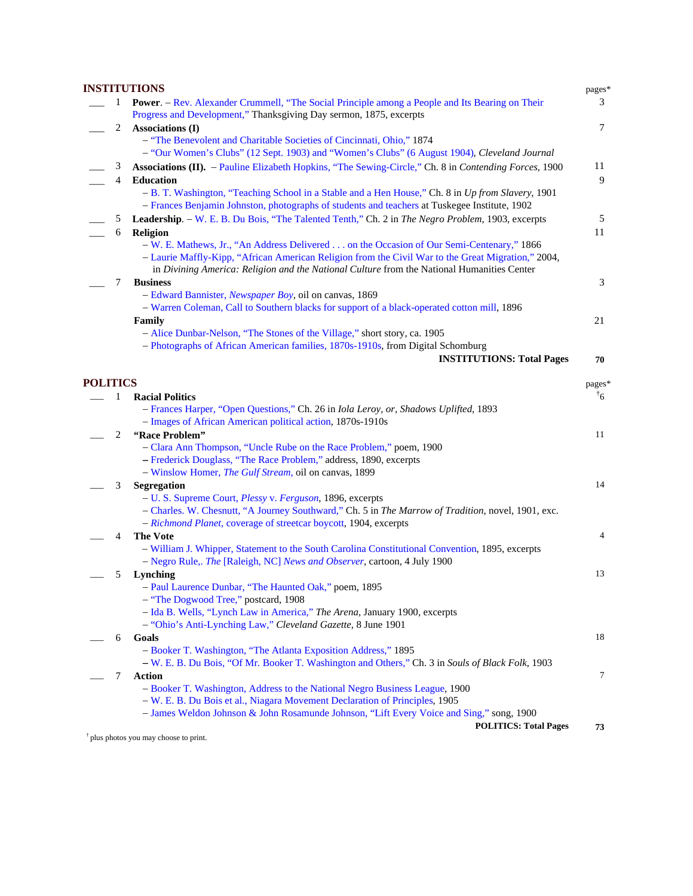## INSTITUTIONS

| | | | pages* |
|---|---|---|---|
| ___ | 1 | **Power**. – Rev. Alexander Crummell, "The Social Principle among a People and Its Bearing on Their Progress and Development," Thanksgiving Day sermon, 1875, excerpts | 3 |
| ___ | 2 | **Associations (I)**<br>– "The Benevolent and Charitable Societies of Cincinnati, Ohio," 1874<br>– "Our Women's Clubs" (12 Sept. 1903) and "Women's Clubs" (6 August 1904), *Cleveland Journal* | 7 |
| ___ | 3 | **Associations (II).** – Pauline Elizabeth Hopkins, "The Sewing-Circle," Ch. 8 in *Contending Forces*, 1900 | 11 |
| ___ | 4 | **Education**<br>– B. T. Washington, "Teaching School in a Stable and a Hen House," Ch. 8 in *Up from Slavery*, 1901<br>– Frances Benjamin Johnston, photographs of students and teachers at Tuskegee Institute, 1902 | 9 |
| ___ | 5 | **Leadership**. – W. E. B. Du Bois, "The Talented Tenth," Ch. 2 in *The Negro Problem*, 1903, excerpts | 5 |
| ___ | 6 | **Religion**<br>– W. E. Mathews, Jr., "An Address Delivered . . . on the Occasion of Our Semi-Centenary," 1866<br>– Laurie Maffly-Kipp, "African American Religion from the Civil War to the Great Migration," 2004, in *Divining America: Religion and the National Culture* from the National Humanities Center | 11 |
| ___ | 7 | **Business**<br>– Edward Bannister, *Newspaper Boy*, oil on canvas, 1869<br>– Warren Coleman, Call to Southern blacks for support of a black-operated cotton mill, 1896 | 3 |
| | | **Family**<br>– Alice Dunbar-Nelson, "The Stones of the Village," short story, ca. 1905<br>– Photographs of African American families, 1870s-1910s, from Digital Schomburg | 21 |
| | | **INSTITUTIONS: Total Pages** | **70** |

## POLITICS

| | | | pages* |
|---|---|---|---|
| ___ | 1 | **Racial Politics**<br>– Frances Harper, "Open Questions," Ch. 26 in *Iola Leroy, or, Shadows Uplifted*, 1893<br>– Images of African American political action, 1870s-1910s | †6 |
| ___ | 2 | **"Race Problem"**<br>– Clara Ann Thompson, "Uncle Rube on the Race Problem," poem, 1900<br>– Frederick Douglass, "The Race Problem," address, 1890, excerpts<br>– Winslow Homer, *The Gulf Stream*, oil on canvas, 1899 | 11 |
| ___ | 3 | **Segregation**<br>– U. S. Supreme Court, *Plessy* v. *Ferguson*, 1896, excerpts<br>– Charles. W. Chesnutt, "A Journey Southward," Ch. 5 in *The Marrow of Tradition*, novel, 1901, exc.<br>– *Richmond Planet*, coverage of streetcar boycott, 1904, excerpts | 14 |
| ___ | 4 | **The Vote**<br>– William J. Whipper, Statement to the South Carolina Constitutional Convention, 1895, excerpts<br>– Negro Rule,. *The* [Raleigh, NC] *News and Observer*, cartoon, 4 July 1900 | 4 |
| ___ | 5 | **Lynching**<br>– Paul Laurence Dunbar, "The Haunted Oak," poem, 1895<br>– "The Dogwood Tree," postcard, 1908<br>– Ida B. Wells, "Lynch Law in America," *The Arena*, January 1900, excerpts<br>– "Ohio's Anti-Lynching Law," *Cleveland Gazette*, 8 June 1901 | 13 |
| ___ | 6 | **Goals**<br>– Booker T. Washington, "The Atlanta Exposition Address," 1895<br>– W. E. B. Du Bois, "Of Mr. Booker T. Washington and Others," Ch. 3 in *Souls of Black Folk*, 1903 | 18 |
| ___ | 7 | **Action**<br>– Booker T. Washington, Address to the National Negro Business League, 1900<br>– W. E. B. Du Bois et al., Niagara Movement Declaration of Principles, 1905<br>– James Weldon Johnson & John Rosamunde Johnson, "Lift Every Voice and Sing," song, 1900 | 7 |
| | | **POLITICS: Total Pages** | **73** |

† plus photos you may choose to print.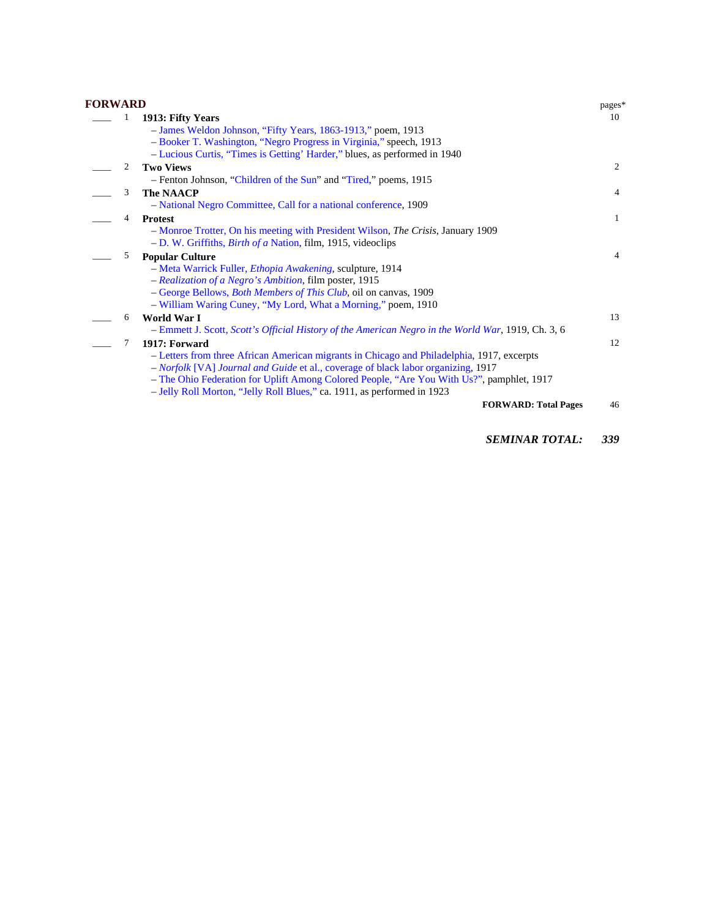## FORWARD

pages*

____ 1 **1913: Fifty Years** 10

- James Weldon Johnson, "Fifty Years, 1863-1913," poem, 1913
- Booker T. Washington, "Negro Progress in Virginia," speech, 1913
- Lucious Curtis, "Times is Getting' Harder," blues, as performed in 1940

____ 2 **Two Views** 2

- Fenton Johnson, "Children of the Sun" and "Tired," poems, 1915

____ 3 **The NAACP** 4

- National Negro Committee, Call for a national conference, 1909

____ 4 **Protest** 1

- Monroe Trotter, On his meeting with President Wilson, *The Crisis*, January 1909
- D. W. Griffiths, *Birth of a* Nation, film, 1915, videoclips

____ 5 **Popular Culture** 4

- Meta Warrick Fuller, *Ethopia Awakening*, sculpture, 1914
- *Realization of a Negro's Ambition*, film poster, 1915
- George Bellows, *Both Members of This Club*, oil on canvas, 1909
- William Waring Cuney, "My Lord, What a Morning," poem, 1910

____ 6 **World War I** 13

- Emmett J. Scott, *Scott's Official History of the American Negro in the World War*, 1919, Ch. 3, 6

____ 7 **1917: Forward** 12

- Letters from three African American migrants in Chicago and Philadelphia, 1917, excerpts
- *Norfolk* [VA] *Journal and Guide* et al., coverage of black labor organizing, 1917
- The Ohio Federation for Uplift Among Colored People, "Are You With Us?", pamphlet, 1917
- Jelly Roll Morton, "Jelly Roll Blues," ca. 1911, as performed in 1923

**FORWARD: Total Pages** 46

***SEMINAR TOTAL: 339***